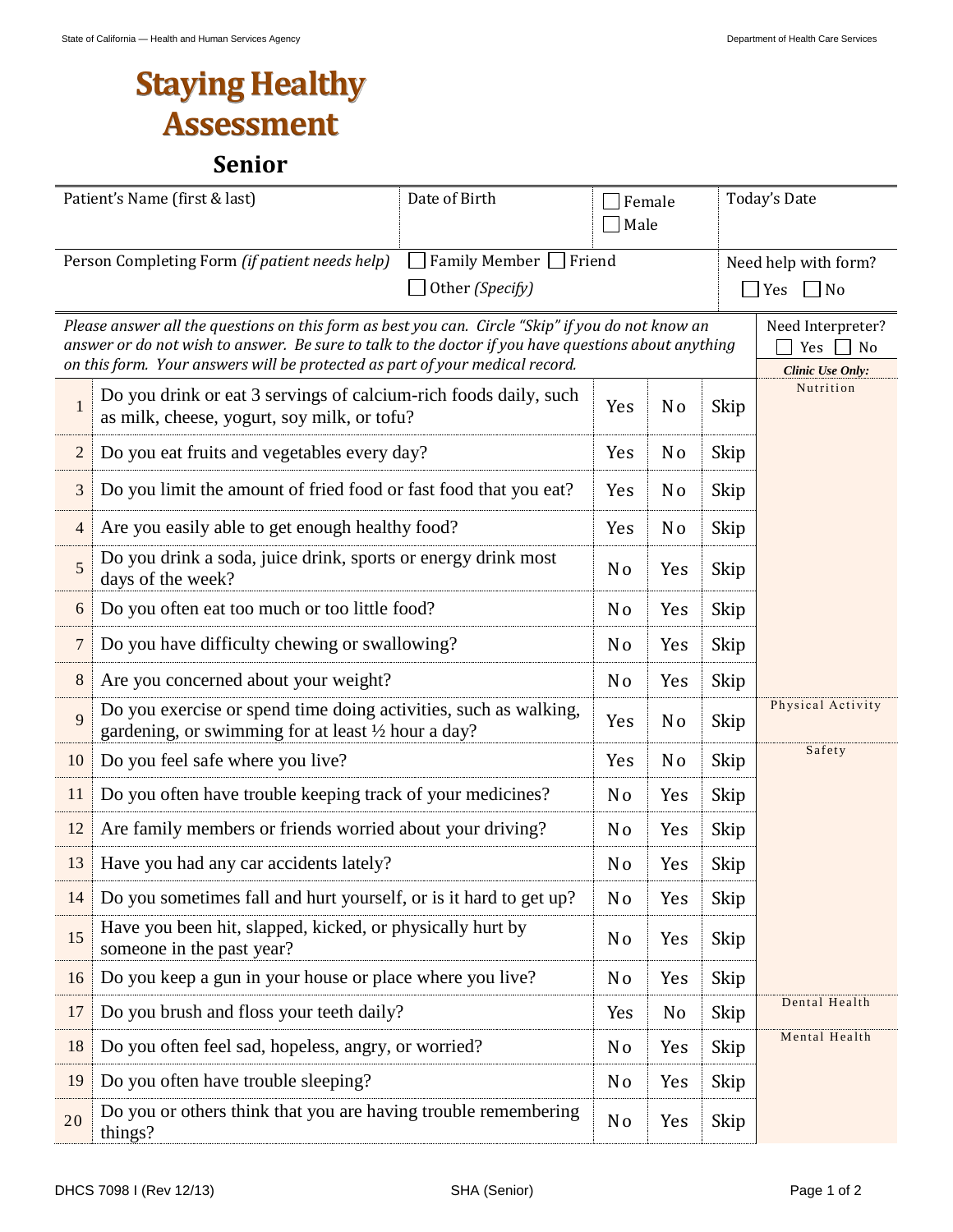State of California — Health and Human Services Agency | Department of Health Care Services

# Staying Healthy Assessment

## Senior

| Patient's Name (first & last) | Date of Birth | ☐ Female ☐ Male | Today's Date |
|---|---|---|---|
| Person Completing Form *(if patient needs help)* | ☐ Family Member ☐ Friend ☐ Other *(Specify)* | | Need help with form? ☐ Yes ☐ No |

*Please answer all the questions on this form as best you can. Circle "Skip" if you do not know an answer or do not wish to answer. Be sure to talk to the doctor if you have questions about anything on this form. Your answers will be protected as part of your medical record.*

Need Interpreter? ☐ Yes ☐ No

| # | Question | | | | ***Clinic Use Only:*** |
|---|---|---|---|---|---|
| 1 | Do you drink or eat 3 servings of calcium-rich foods daily, such as milk, cheese, yogurt, soy milk, or tofu? | Yes | No | Skip | Nutrition |
| 2 | Do you eat fruits and vegetables every day? | Yes | No | Skip | |
| 3 | Do you limit the amount of fried food or fast food that you eat? | Yes | No | Skip | |
| 4 | Are you easily able to get enough healthy food? | Yes | No | Skip | |
| 5 | Do you drink a soda, juice drink, sports or energy drink most days of the week? | No | Yes | Skip | |
| 6 | Do you often eat too much or too little food? | No | Yes | Skip | |
| 7 | Do you have difficulty chewing or swallowing? | No | Yes | Skip | |
| 8 | Are you concerned about your weight? | No | Yes | Skip | |
| 9 | Do you exercise or spend time doing activities, such as walking, gardening, or swimming for at least ½ hour a day? | Yes | No | Skip | Physical Activity |
| 10 | Do you feel safe where you live? | Yes | No | Skip | Safety |
| 11 | Do you often have trouble keeping track of your medicines? | No | Yes | Skip | |
| 12 | Are family members or friends worried about your driving? | No | Yes | Skip | |
| 13 | Have you had any car accidents lately? | No | Yes | Skip | |
| 14 | Do you sometimes fall and hurt yourself, or is it hard to get up? | No | Yes | Skip | |
| 15 | Have you been hit, slapped, kicked, or physically hurt by someone in the past year? | No | Yes | Skip | |
| 16 | Do you keep a gun in your house or place where you live? | No | Yes | Skip | |
| 17 | Do you brush and floss your teeth daily? | Yes | No | Skip | Dental Health |
| 18 | Do you often feel sad, hopeless, angry, or worried? | No | Yes | Skip | Mental Health |
| 19 | Do you often have trouble sleeping? | No | Yes | Skip | |
| 20 | Do you or others think that you are having trouble remembering things? | No | Yes | Skip | |

DHCS 7098 I (Rev 12/13) SHA (Senior)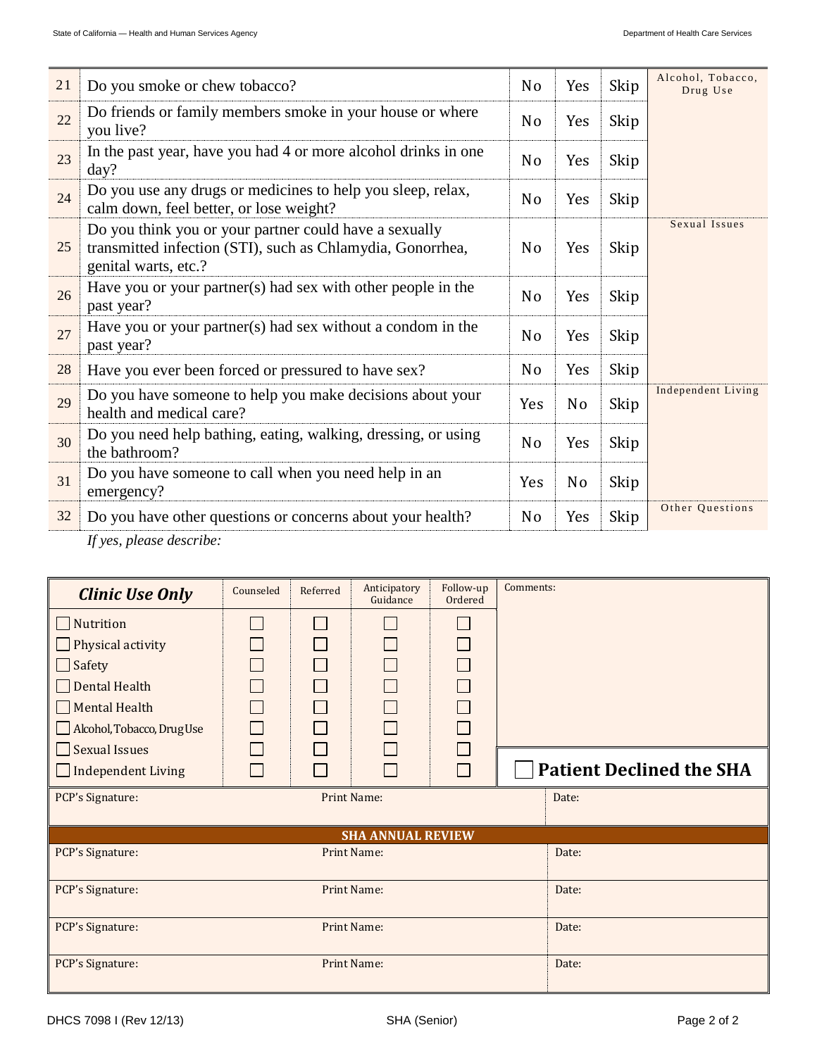| | | | | | |
|---|---|---|---|---|---|
| 21 | Do you smoke or chew tobacco? | No | Yes | Skip | Alcohol, Tobacco, Drug Use |
| 22 | Do friends or family members smoke in your house or where you live? | No | Yes | Skip | |
| 23 | In the past year, have you had 4 or more alcohol drinks in one day? | No | Yes | Skip | |
| 24 | Do you use any drugs or medicines to help you sleep, relax, calm down, feel better, or lose weight? | No | Yes | Skip | |
| 25 | Do you think you or your partner could have a sexually transmitted infection (STI), such as Chlamydia, Gonorrhea, genital warts, etc.? | No | Yes | Skip | Sexual Issues |
| 26 | Have you or your partner(s) had sex with other people in the past year? | No | Yes | Skip | |
| 27 | Have you or your partner(s) had sex without a condom in the past year? | No | Yes | Skip | |
| 28 | Have you ever been forced or pressured to have sex? | No | Yes | Skip | |
| 29 | Do you have someone to help you make decisions about your health and medical care? | Yes | No | Skip | Independent Living |
| 30 | Do you need help bathing, eating, walking, dressing, or using the bathroom? | No | Yes | Skip | |
| 31 | Do you have someone to call when you need help in an emergency? | Yes | No | Skip | |
| 32 | Do you have other questions or concerns about your health? | No | Yes | Skip | Other Questions |

*If yes, please describe:*

| ***Clinic Use Only*** | Counseled | Referred | Anticipatory Guidance | Follow-up Ordered | Comments: |
|---|---|---|---|---|---|
| ☐ Nutrition | ☐ | ☐ | ☐ | ☐ | |
| ☐ Physical activity | ☐ | ☐ | ☐ | ☐ | |
| ☐ Safety | ☐ | ☐ | ☐ | ☐ | |
| ☐ Dental Health | ☐ | ☐ | ☐ | ☐ | |
| ☐ Mental Health | ☐ | ☐ | ☐ | ☐ | |
| ☐ Alcohol, Tobacco, Drug Use | ☐ | ☐ | ☐ | ☐ | |
| ☐ Sexual Issues | ☐ | ☐ | ☐ | ☐ | |
| ☐ Independent Living | ☐ | ☐ | ☐ | ☐ | ☐ **Patient Declined the SHA** |

| | | |
|---|---|---|
| PCP's Signature: | Print Name: | Date: |

**SHA ANNUAL REVIEW**

| | | |
|---|---|---|
| PCP's Signature: | Print Name: | Date: |
| PCP's Signature: | Print Name: | Date: |
| PCP's Signature: | Print Name: | Date: |
| PCP's Signature: | Print Name: | Date: |

DHCS 7098 I (Rev 12/13) SHA (Senior)